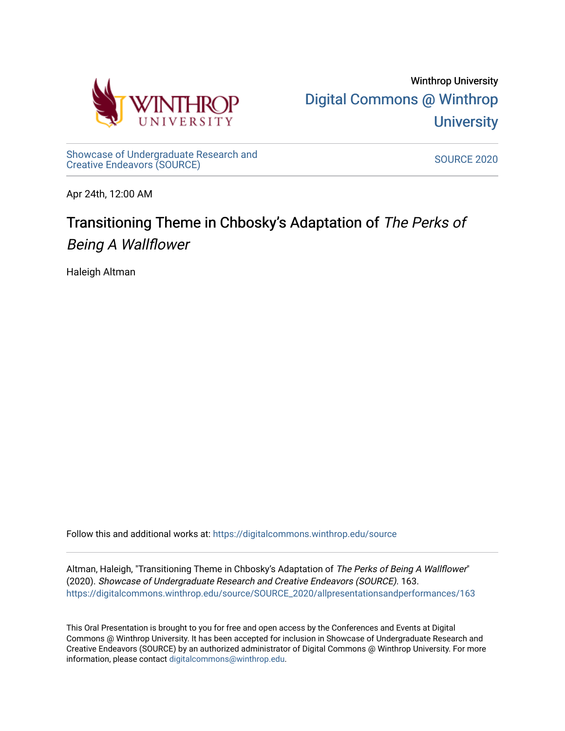Winthrop University

Digital Commons @ Winthrop University

Showcase of Undergraduate Research and Creative Endeavors (SOURCE)

SOURCE 2020

Apr 24th, 12:00 AM

# Transitioning Theme in Chbosky's Adaptation of *The Perks of Being A Wallflower*

Haleigh Altman

Follow this and additional works at: https://digitalcommons.winthrop.edu/source

Altman, Haleigh, "Transitioning Theme in Chbosky's Adaptation of *The Perks of Being A Wallflower*" (2020). *Showcase of Undergraduate Research and Creative Endeavors (SOURCE)*. 163.
https://digitalcommons.winthrop.edu/source/SOURCE_2020/allpresentationsandperformances/163

This Oral Presentation is brought to you for free and open access by the Conferences and Events at Digital Commons @ Winthrop University. It has been accepted for inclusion in Showcase of Undergraduate Research and Creative Endeavors (SOURCE) by an authorized administrator of Digital Commons @ Winthrop University. For more information, please contact digitalcommons@winthrop.edu.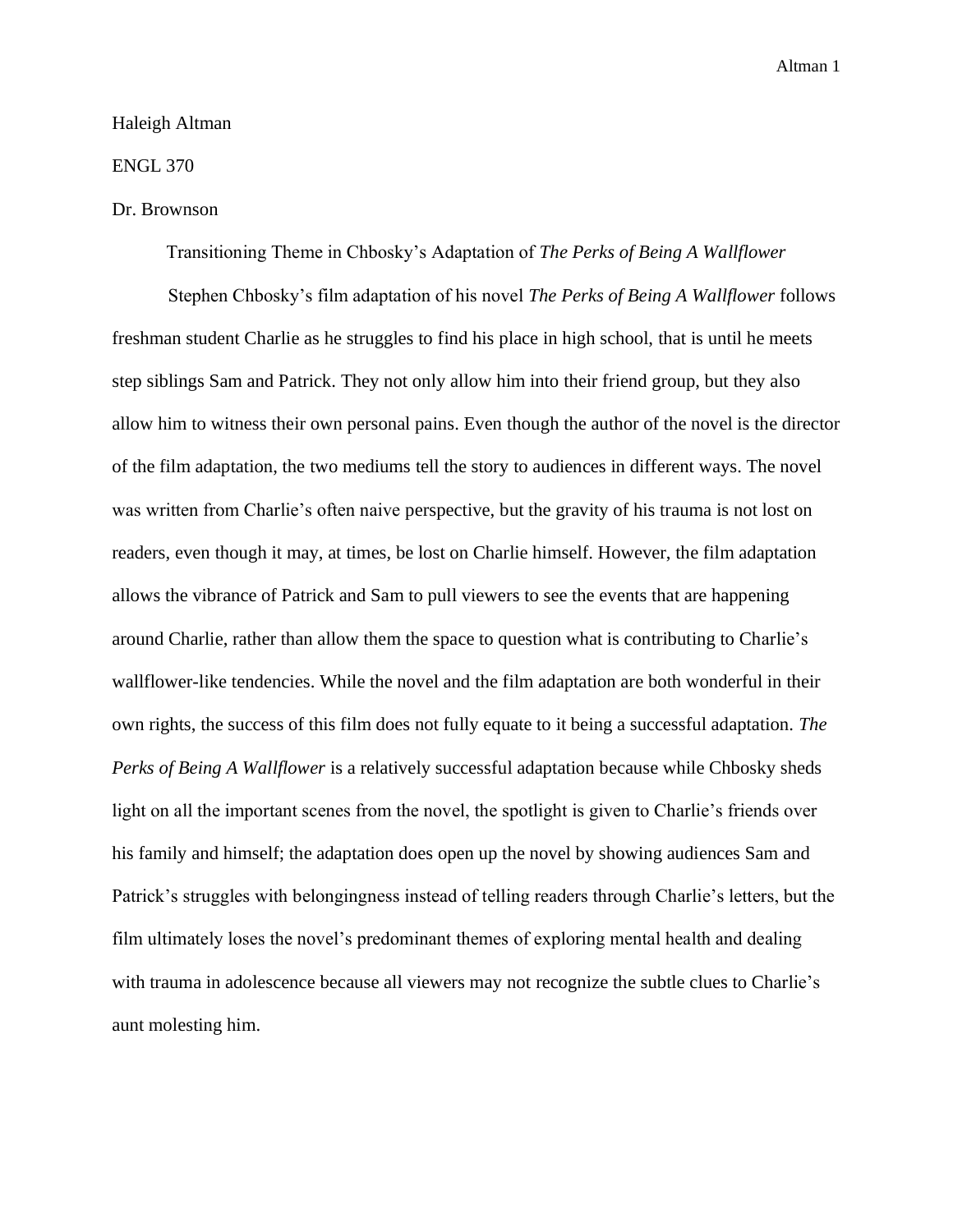Haleigh Altman

ENGL 370

Dr. Brownson

# Transitioning Theme in Chbosky's Adaptation of *The Perks of Being A Wallflower*

Stephen Chbosky's film adaptation of his novel *The Perks of Being A Wallflower* follows freshman student Charlie as he struggles to find his place in high school, that is until he meets step siblings Sam and Patrick. They not only allow him into their friend group, but they also allow him to witness their own personal pains. Even though the author of the novel is the director of the film adaptation, the two mediums tell the story to audiences in different ways. The novel was written from Charlie's often naive perspective, but the gravity of his trauma is not lost on readers, even though it may, at times, be lost on Charlie himself. However, the film adaptation allows the vibrance of Patrick and Sam to pull viewers to see the events that are happening around Charlie, rather than allow them the space to question what is contributing to Charlie's wallflower-like tendencies. While the novel and the film adaptation are both wonderful in their own rights, the success of this film does not fully equate to it being a successful adaptation. *The Perks of Being A Wallflower* is a relatively successful adaptation because while Chbosky sheds light on all the important scenes from the novel, the spotlight is given to Charlie's friends over his family and himself; the adaptation does open up the novel by showing audiences Sam and Patrick's struggles with belongingness instead of telling readers through Charlie's letters, but the film ultimately loses the novel's predominant themes of exploring mental health and dealing with trauma in adolescence because all viewers may not recognize the subtle clues to Charlie's aunt molesting him.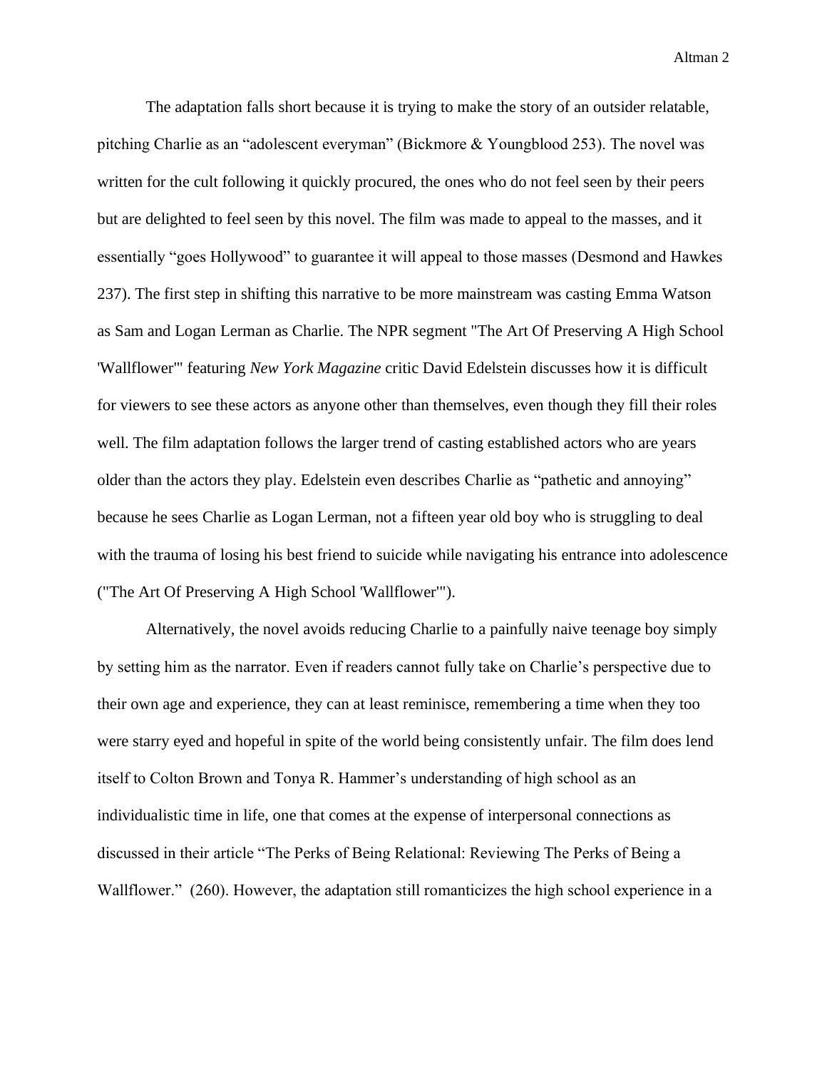The adaptation falls short because it is trying to make the story of an outsider relatable, pitching Charlie as an "adolescent everyman" (Bickmore & Youngblood 253). The novel was written for the cult following it quickly procured, the ones who do not feel seen by their peers but are delighted to feel seen by this novel. The film was made to appeal to the masses, and it essentially "goes Hollywood" to guarantee it will appeal to those masses (Desmond and Hawkes 237). The first step in shifting this narrative to be more mainstream was casting Emma Watson as Sam and Logan Lerman as Charlie. The NPR segment "The Art Of Preserving A High School 'Wallflower'" featuring *New York Magazine* critic David Edelstein discusses how it is difficult for viewers to see these actors as anyone other than themselves, even though they fill their roles well. The film adaptation follows the larger trend of casting established actors who are years older than the actors they play. Edelstein even describes Charlie as "pathetic and annoying" because he sees Charlie as Logan Lerman, not a fifteen year old boy who is struggling to deal with the trauma of losing his best friend to suicide while navigating his entrance into adolescence ("The Art Of Preserving A High School 'Wallflower'").

Alternatively, the novel avoids reducing Charlie to a painfully naive teenage boy simply by setting him as the narrator. Even if readers cannot fully take on Charlie's perspective due to their own age and experience, they can at least reminisce, remembering a time when they too were starry eyed and hopeful in spite of the world being consistently unfair. The film does lend itself to Colton Brown and Tonya R. Hammer's understanding of high school as an individualistic time in life, one that comes at the expense of interpersonal connections as discussed in their article "The Perks of Being Relational: Reviewing The Perks of Being a Wallflower." (260). However, the adaptation still romanticizes the high school experience in a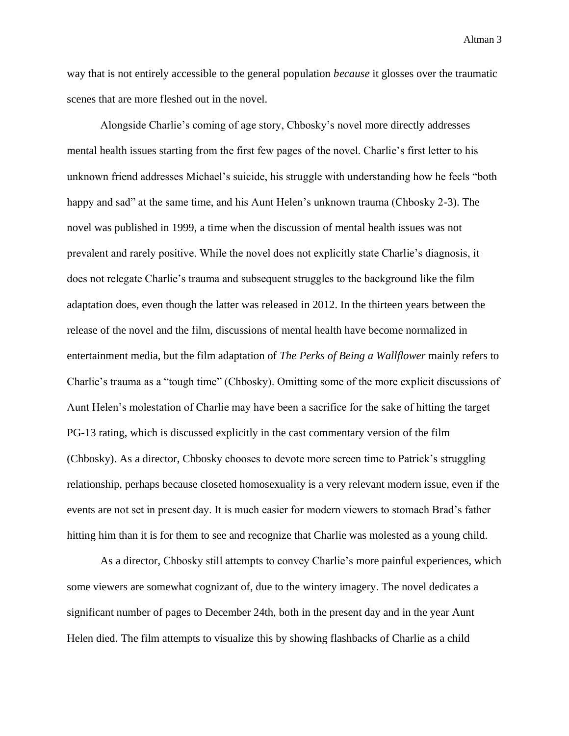way that is not entirely accessible to the general population *because* it glosses over the traumatic scenes that are more fleshed out in the novel.

Alongside Charlie's coming of age story, Chbosky's novel more directly addresses mental health issues starting from the first few pages of the novel. Charlie's first letter to his unknown friend addresses Michael's suicide, his struggle with understanding how he feels "both happy and sad" at the same time, and his Aunt Helen's unknown trauma (Chbosky 2-3). The novel was published in 1999, a time when the discussion of mental health issues was not prevalent and rarely positive. While the novel does not explicitly state Charlie's diagnosis, it does not relegate Charlie's trauma and subsequent struggles to the background like the film adaptation does, even though the latter was released in 2012. In the thirteen years between the release of the novel and the film, discussions of mental health have become normalized in entertainment media, but the film adaptation of *The Perks of Being a Wallflower* mainly refers to Charlie's trauma as a "tough time" (Chbosky). Omitting some of the more explicit discussions of Aunt Helen's molestation of Charlie may have been a sacrifice for the sake of hitting the target PG-13 rating, which is discussed explicitly in the cast commentary version of the film (Chbosky). As a director, Chbosky chooses to devote more screen time to Patrick's struggling relationship, perhaps because closeted homosexuality is a very relevant modern issue, even if the events are not set in present day. It is much easier for modern viewers to stomach Brad's father hitting him than it is for them to see and recognize that Charlie was molested as a young child.

As a director, Chbosky still attempts to convey Charlie's more painful experiences, which some viewers are somewhat cognizant of, due to the wintery imagery. The novel dedicates a significant number of pages to December 24th, both in the present day and in the year Aunt Helen died. The film attempts to visualize this by showing flashbacks of Charlie as a child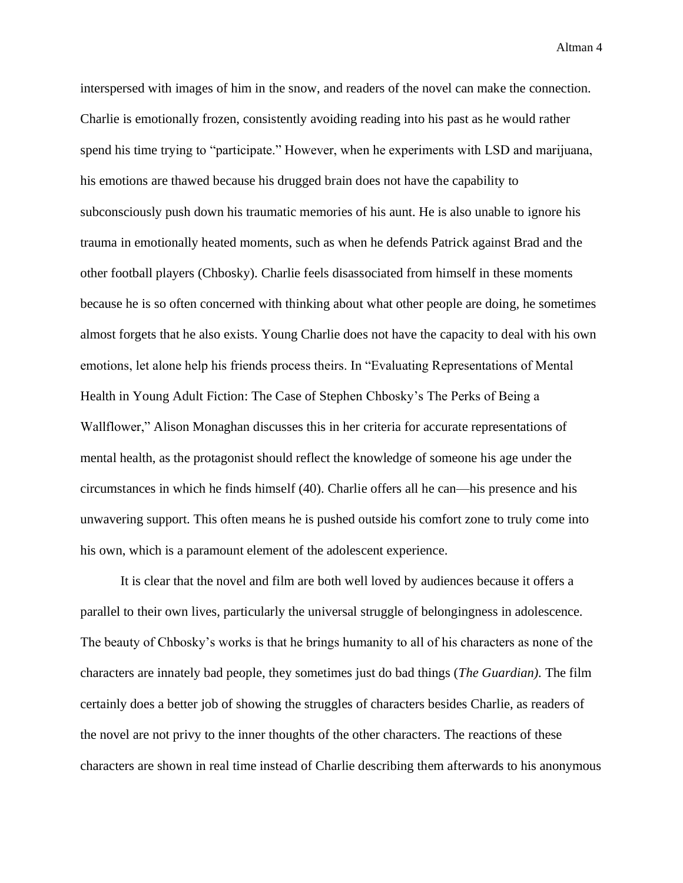interspersed with images of him in the snow, and readers of the novel can make the connection. Charlie is emotionally frozen, consistently avoiding reading into his past as he would rather spend his time trying to "participate." However, when he experiments with LSD and marijuana, his emotions are thawed because his drugged brain does not have the capability to subconsciously push down his traumatic memories of his aunt. He is also unable to ignore his trauma in emotionally heated moments, such as when he defends Patrick against Brad and the other football players (Chbosky). Charlie feels disassociated from himself in these moments because he is so often concerned with thinking about what other people are doing, he sometimes almost forgets that he also exists. Young Charlie does not have the capacity to deal with his own emotions, let alone help his friends process theirs. In "Evaluating Representations of Mental Health in Young Adult Fiction: The Case of Stephen Chbosky's The Perks of Being a Wallflower," Alison Monaghan discusses this in her criteria for accurate representations of mental health, as the protagonist should reflect the knowledge of someone his age under the circumstances in which he finds himself (40). Charlie offers all he can—his presence and his unwavering support. This often means he is pushed outside his comfort zone to truly come into his own, which is a paramount element of the adolescent experience.

It is clear that the novel and film are both well loved by audiences because it offers a parallel to their own lives, particularly the universal struggle of belongingness in adolescence. The beauty of Chbosky's works is that he brings humanity to all of his characters as none of the characters are innately bad people, they sometimes just do bad things (*The Guardian).* The film certainly does a better job of showing the struggles of characters besides Charlie, as readers of the novel are not privy to the inner thoughts of the other characters. The reactions of these characters are shown in real time instead of Charlie describing them afterwards to his anonymous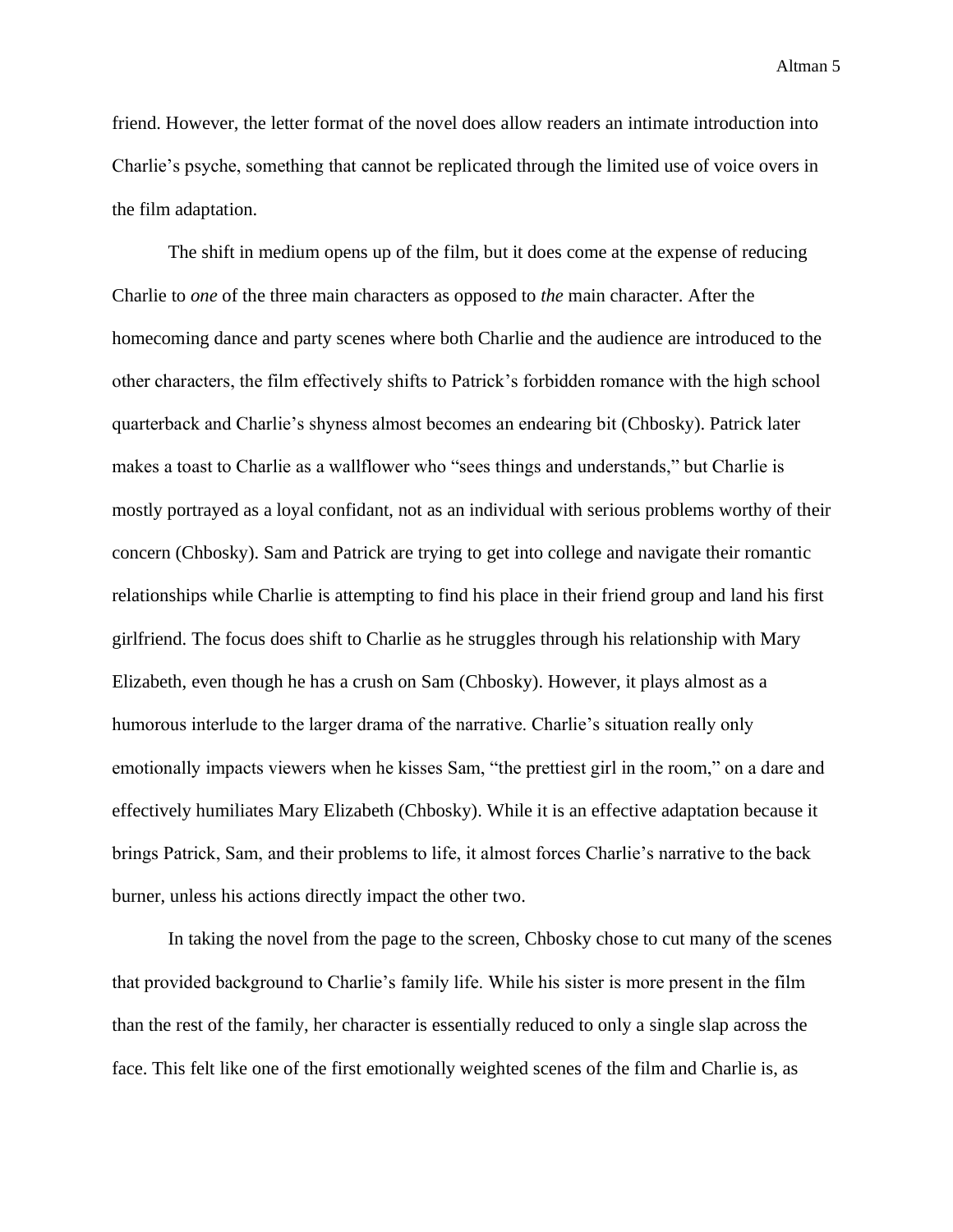friend. However, the letter format of the novel does allow readers an intimate introduction into Charlie's psyche, something that cannot be replicated through the limited use of voice overs in the film adaptation.

The shift in medium opens up of the film, but it does come at the expense of reducing Charlie to *one* of the three main characters as opposed to *the* main character. After the homecoming dance and party scenes where both Charlie and the audience are introduced to the other characters, the film effectively shifts to Patrick's forbidden romance with the high school quarterback and Charlie's shyness almost becomes an endearing bit (Chbosky). Patrick later makes a toast to Charlie as a wallflower who "sees things and understands," but Charlie is mostly portrayed as a loyal confidant, not as an individual with serious problems worthy of their concern (Chbosky). Sam and Patrick are trying to get into college and navigate their romantic relationships while Charlie is attempting to find his place in their friend group and land his first girlfriend. The focus does shift to Charlie as he struggles through his relationship with Mary Elizabeth, even though he has a crush on Sam (Chbosky). However, it plays almost as a humorous interlude to the larger drama of the narrative. Charlie's situation really only emotionally impacts viewers when he kisses Sam, "the prettiest girl in the room," on a dare and effectively humiliates Mary Elizabeth (Chbosky). While it is an effective adaptation because it brings Patrick, Sam, and their problems to life, it almost forces Charlie's narrative to the back burner, unless his actions directly impact the other two.

In taking the novel from the page to the screen, Chbosky chose to cut many of the scenes that provided background to Charlie's family life. While his sister is more present in the film than the rest of the family, her character is essentially reduced to only a single slap across the face. This felt like one of the first emotionally weighted scenes of the film and Charlie is, as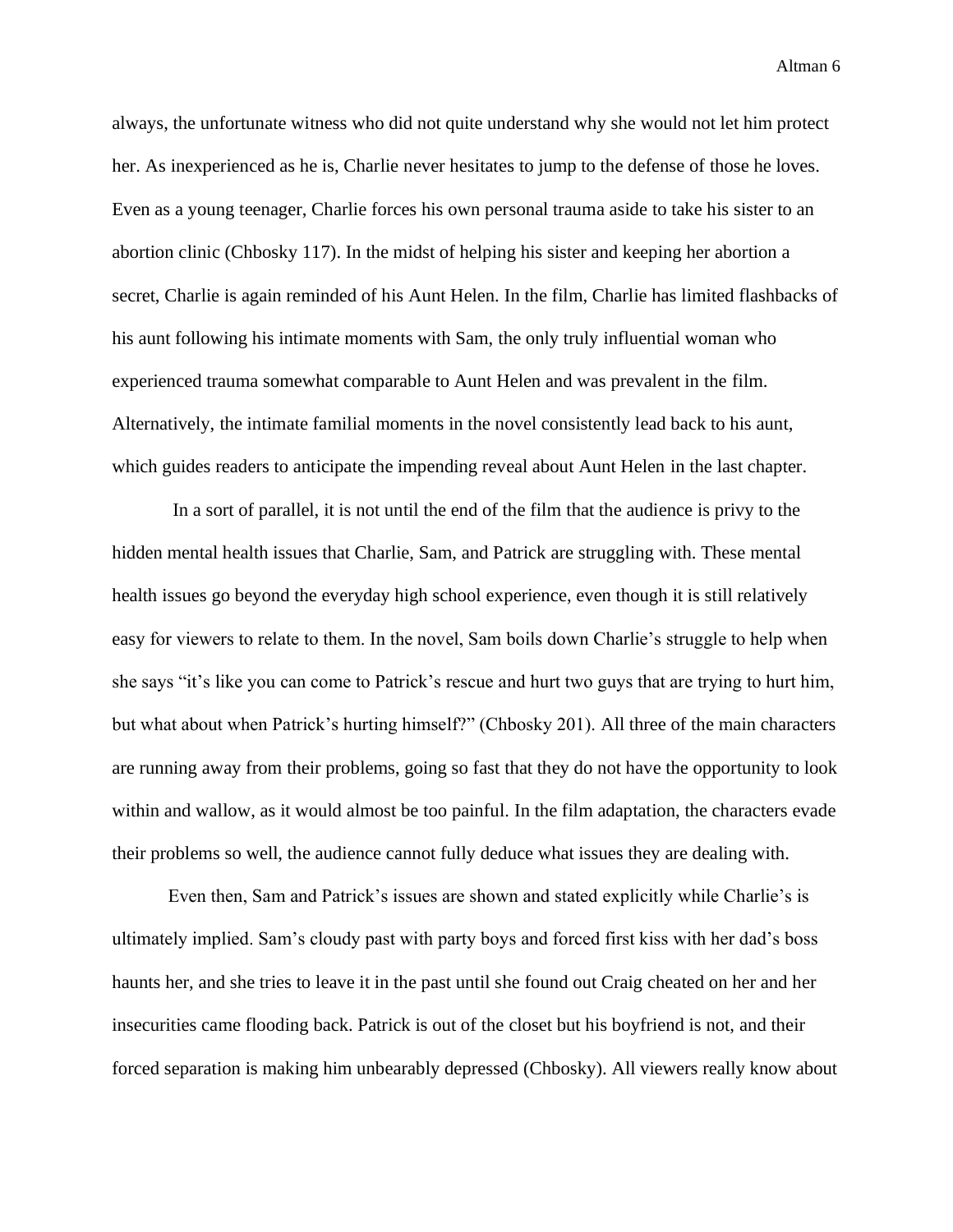always, the unfortunate witness who did not quite understand why she would not let him protect her. As inexperienced as he is, Charlie never hesitates to jump to the defense of those he loves. Even as a young teenager, Charlie forces his own personal trauma aside to take his sister to an abortion clinic (Chbosky 117). In the midst of helping his sister and keeping her abortion a secret, Charlie is again reminded of his Aunt Helen. In the film, Charlie has limited flashbacks of his aunt following his intimate moments with Sam, the only truly influential woman who experienced trauma somewhat comparable to Aunt Helen and was prevalent in the film. Alternatively, the intimate familial moments in the novel consistently lead back to his aunt, which guides readers to anticipate the impending reveal about Aunt Helen in the last chapter.

In a sort of parallel, it is not until the end of the film that the audience is privy to the hidden mental health issues that Charlie, Sam, and Patrick are struggling with. These mental health issues go beyond the everyday high school experience, even though it is still relatively easy for viewers to relate to them. In the novel, Sam boils down Charlie's struggle to help when she says "it's like you can come to Patrick's rescue and hurt two guys that are trying to hurt him, but what about when Patrick's hurting himself?" (Chbosky 201). All three of the main characters are running away from their problems, going so fast that they do not have the opportunity to look within and wallow, as it would almost be too painful. In the film adaptation, the characters evade their problems so well, the audience cannot fully deduce what issues they are dealing with.

Even then, Sam and Patrick's issues are shown and stated explicitly while Charlie's is ultimately implied. Sam's cloudy past with party boys and forced first kiss with her dad's boss haunts her, and she tries to leave it in the past until she found out Craig cheated on her and her insecurities came flooding back. Patrick is out of the closet but his boyfriend is not, and their forced separation is making him unbearably depressed (Chbosky). All viewers really know about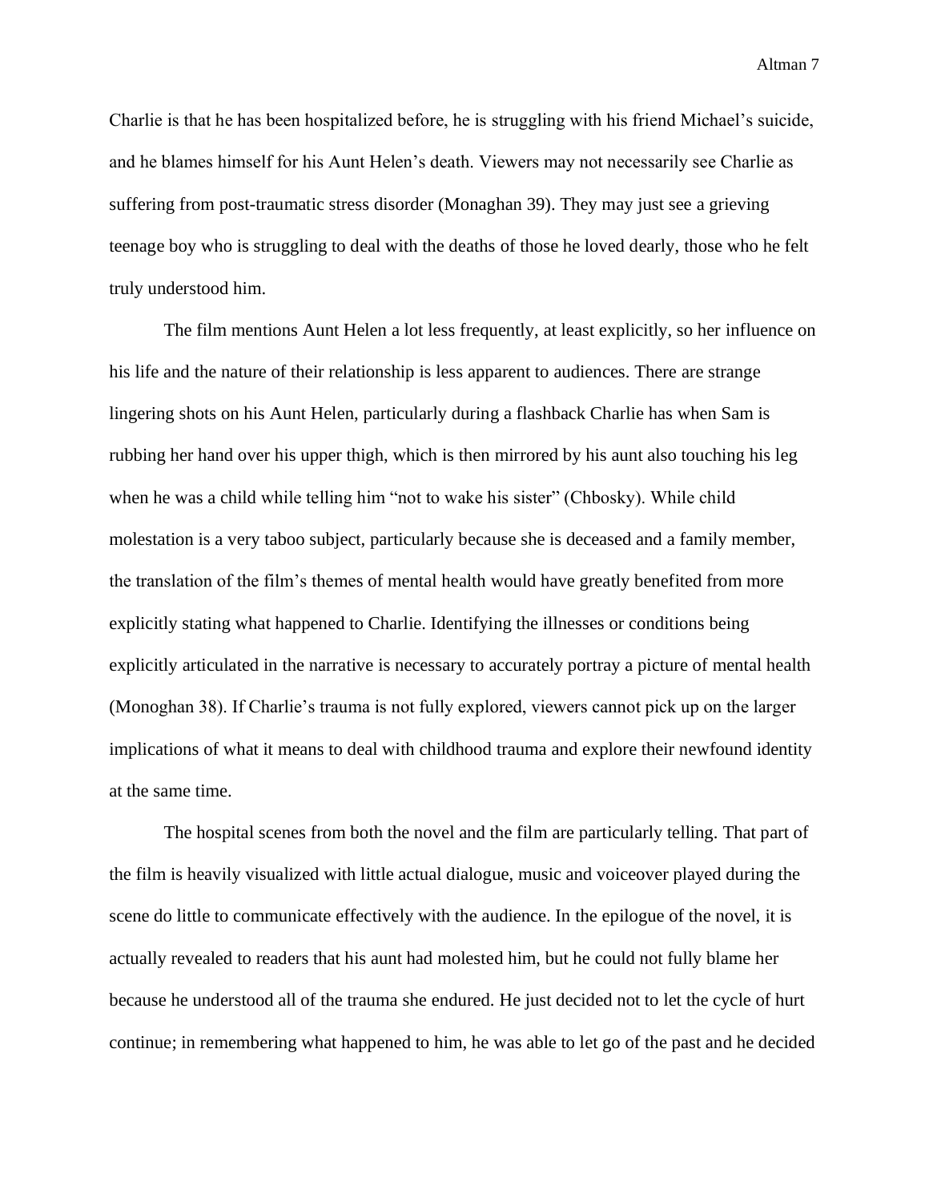Charlie is that he has been hospitalized before, he is struggling with his friend Michael's suicide, and he blames himself for his Aunt Helen's death. Viewers may not necessarily see Charlie as suffering from post-traumatic stress disorder (Monaghan 39). They may just see a grieving teenage boy who is struggling to deal with the deaths of those he loved dearly, those who he felt truly understood him.

The film mentions Aunt Helen a lot less frequently, at least explicitly, so her influence on his life and the nature of their relationship is less apparent to audiences. There are strange lingering shots on his Aunt Helen, particularly during a flashback Charlie has when Sam is rubbing her hand over his upper thigh, which is then mirrored by his aunt also touching his leg when he was a child while telling him "not to wake his sister" (Chbosky). While child molestation is a very taboo subject, particularly because she is deceased and a family member, the translation of the film's themes of mental health would have greatly benefited from more explicitly stating what happened to Charlie. Identifying the illnesses or conditions being explicitly articulated in the narrative is necessary to accurately portray a picture of mental health (Monoghan 38). If Charlie's trauma is not fully explored, viewers cannot pick up on the larger implications of what it means to deal with childhood trauma and explore their newfound identity at the same time.

The hospital scenes from both the novel and the film are particularly telling. That part of the film is heavily visualized with little actual dialogue, music and voiceover played during the scene do little to communicate effectively with the audience. In the epilogue of the novel, it is actually revealed to readers that his aunt had molested him, but he could not fully blame her because he understood all of the trauma she endured. He just decided not to let the cycle of hurt continue; in remembering what happened to him, he was able to let go of the past and he decided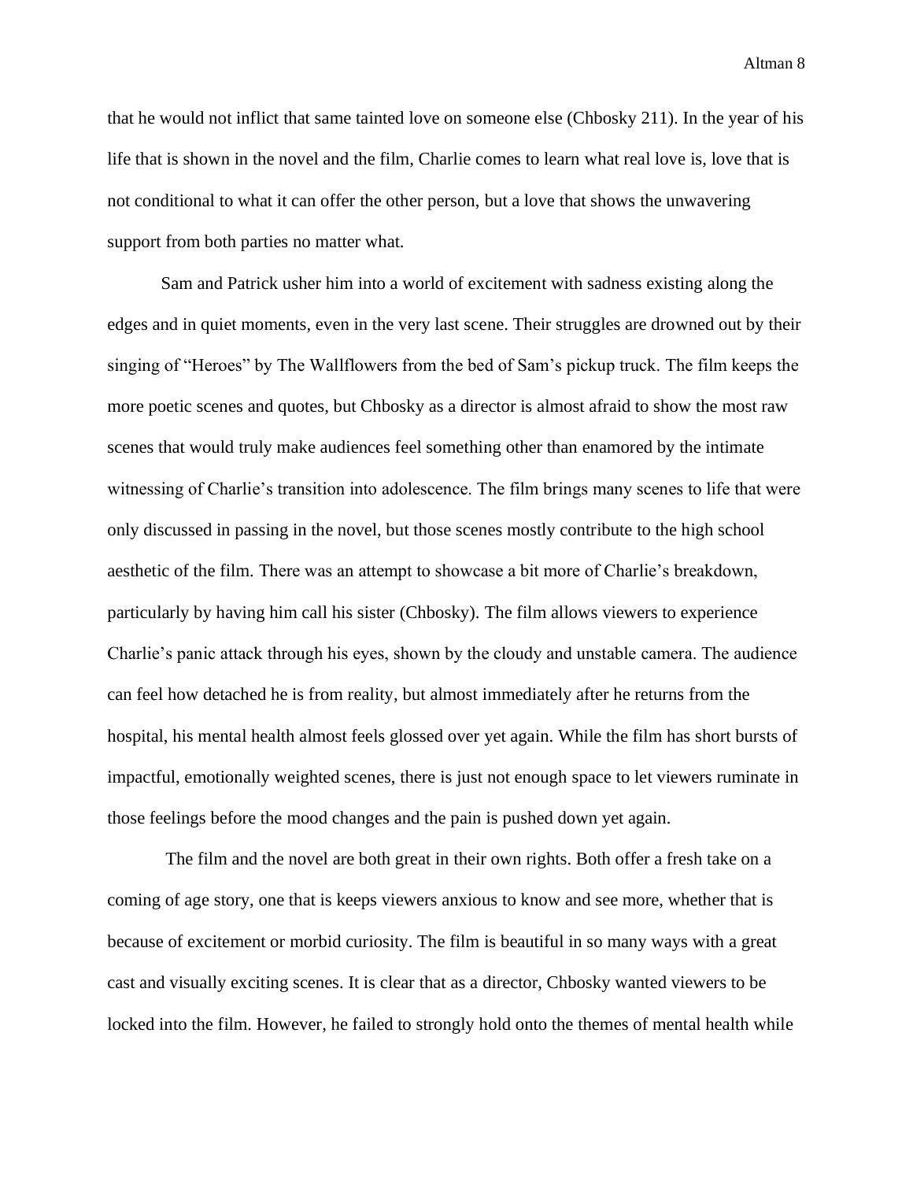that he would not inflict that same tainted love on someone else (Chbosky 211). In the year of his life that is shown in the novel and the film, Charlie comes to learn what real love is, love that is not conditional to what it can offer the other person, but a love that shows the unwavering support from both parties no matter what.

Sam and Patrick usher him into a world of excitement with sadness existing along the edges and in quiet moments, even in the very last scene. Their struggles are drowned out by their singing of "Heroes" by The Wallflowers from the bed of Sam's pickup truck. The film keeps the more poetic scenes and quotes, but Chbosky as a director is almost afraid to show the most raw scenes that would truly make audiences feel something other than enamored by the intimate witnessing of Charlie's transition into adolescence. The film brings many scenes to life that were only discussed in passing in the novel, but those scenes mostly contribute to the high school aesthetic of the film. There was an attempt to showcase a bit more of Charlie's breakdown, particularly by having him call his sister (Chbosky). The film allows viewers to experience Charlie's panic attack through his eyes, shown by the cloudy and unstable camera. The audience can feel how detached he is from reality, but almost immediately after he returns from the hospital, his mental health almost feels glossed over yet again. While the film has short bursts of impactful, emotionally weighted scenes, there is just not enough space to let viewers ruminate in those feelings before the mood changes and the pain is pushed down yet again.

The film and the novel are both great in their own rights. Both offer a fresh take on a coming of age story, one that is keeps viewers anxious to know and see more, whether that is because of excitement or morbid curiosity. The film is beautiful in so many ways with a great cast and visually exciting scenes. It is clear that as a director, Chbosky wanted viewers to be locked into the film. However, he failed to strongly hold onto the themes of mental health while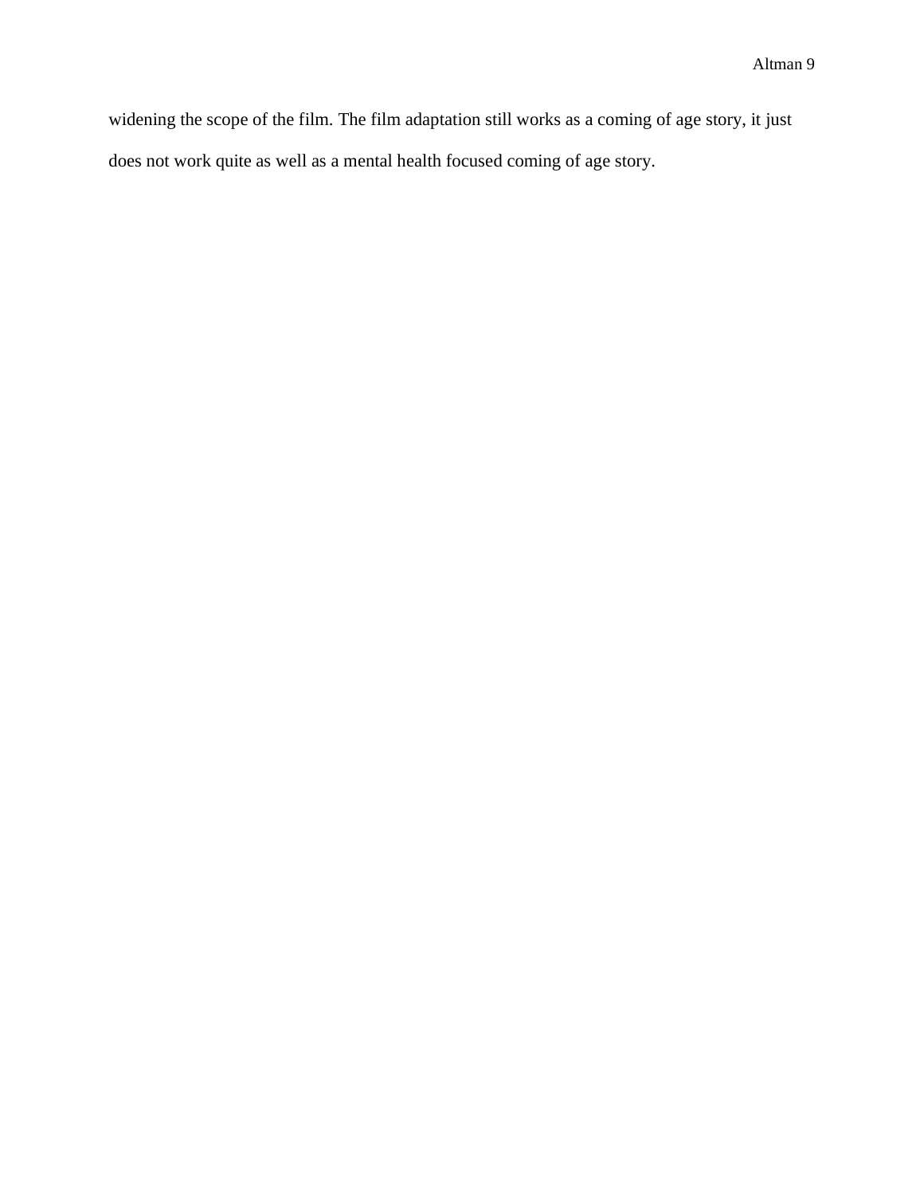widening the scope of the film. The film adaptation still works as a coming of age story, it just does not work quite as well as a mental health focused coming of age story.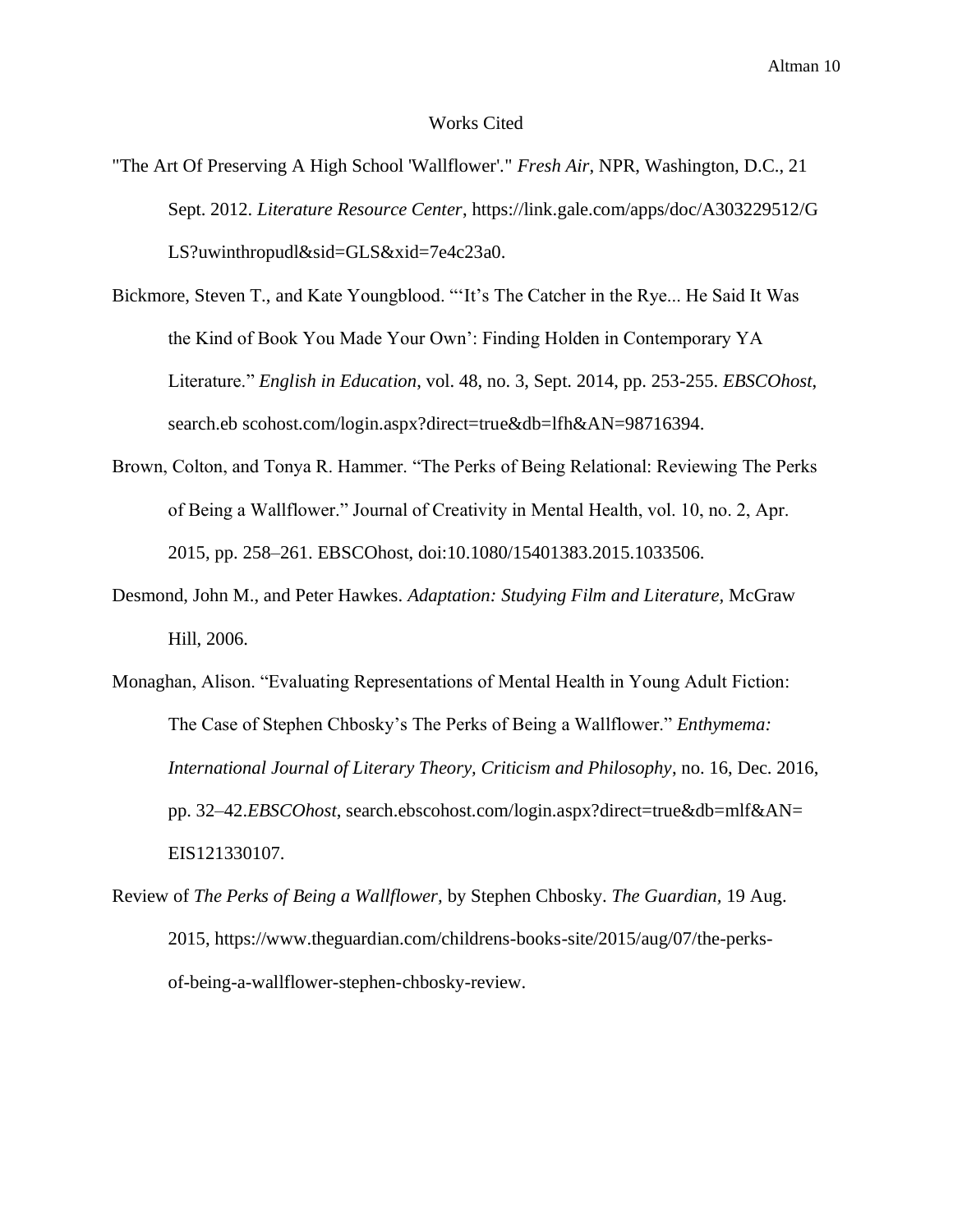# Works Cited

"The Art Of Preserving A High School 'Wallflower'." *Fresh Air*, NPR, Washington, D.C., 21 Sept. 2012. *Literature Resource Center*, https://link.gale.com/apps/doc/A303229512/GLS?uwinthropudl&sid=GLS&xid=7e4c23a0.

Bickmore, Steven T., and Kate Youngblood. "'It's The Catcher in the Rye... He Said It Was the Kind of Book You Made Your Own': Finding Holden in Contemporary YA Literature." *English in Education*, vol. 48, no. 3, Sept. 2014, pp. 253-255. *EBSCOhost*, search.eb scohost.com/login.aspx?direct=true&db=lfh&AN=98716394.

Brown, Colton, and Tonya R. Hammer. "The Perks of Being Relational: Reviewing The Perks of Being a Wallflower." Journal of Creativity in Mental Health, vol. 10, no. 2, Apr. 2015, pp. 258–261. EBSCOhost, doi:10.1080/15401383.2015.1033506.

Desmond, John M., and Peter Hawkes. *Adaptation: Studying Film and Literature,* McGraw Hill, 2006.

Monaghan, Alison. "Evaluating Representations of Mental Health in Young Adult Fiction: The Case of Stephen Chbosky's The Perks of Being a Wallflower." *Enthymema: International Journal of Literary Theory, Criticism and Philosophy*, no. 16, Dec. 2016, pp. 32–42.*EBSCOhost*, search.ebscohost.com/login.aspx?direct=true&db=mlf&AN=EIS121330107.

Review of *The Perks of Being a Wallflower*, by Stephen Chbosky. *The Guardian,* 19 Aug. 2015, https://www.theguardian.com/childrens-books-site/2015/aug/07/the-perks-of-being-a-wallflower-stephen-chbosky-review.